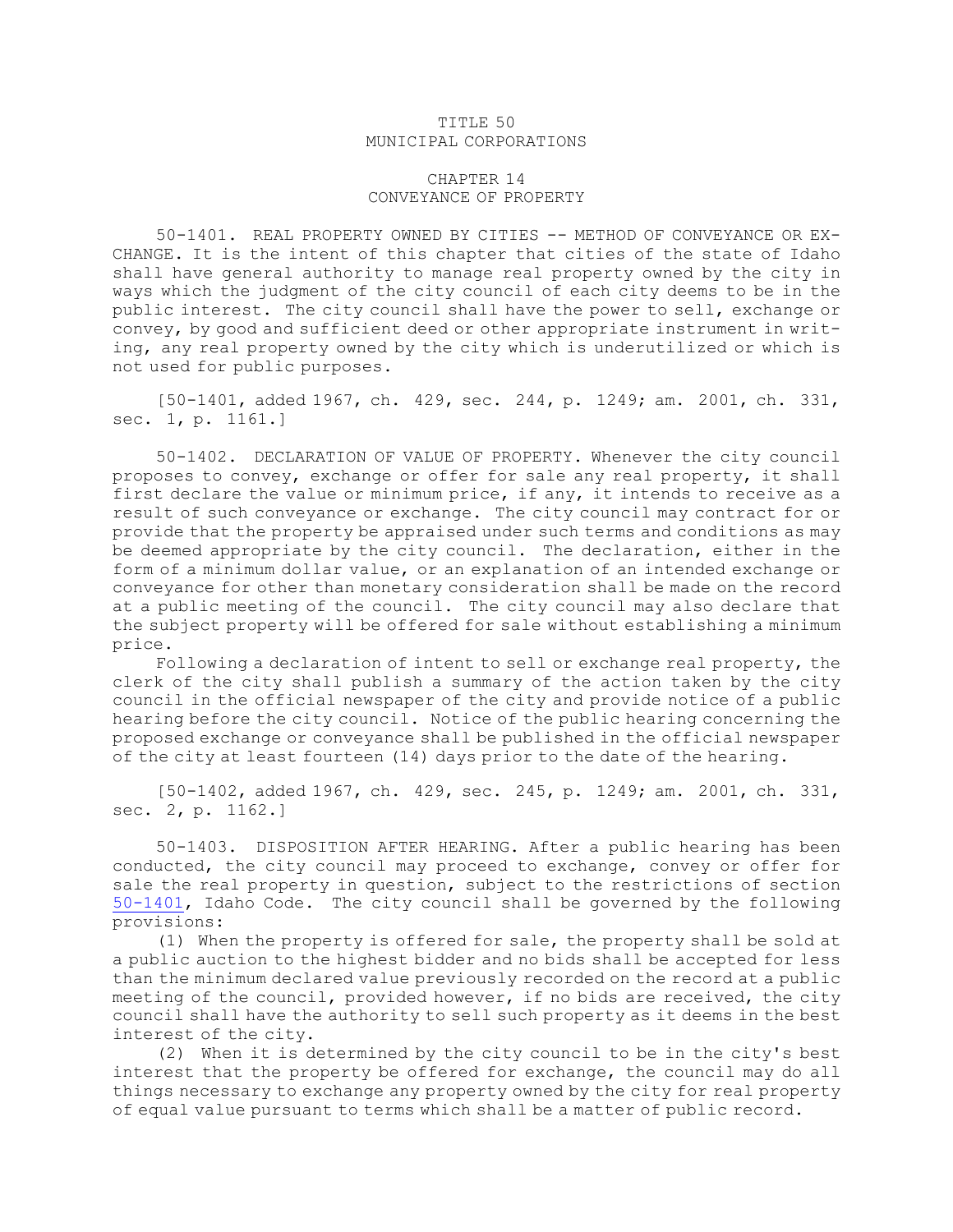# TITLE 50
# MUNICIPAL CORPORATIONS

## CHAPTER 14
## CONVEYANCE OF PROPERTY

50-1401. REAL PROPERTY OWNED BY CITIES -- METHOD OF CONVEYANCE OR EXCHANGE. It is the intent of this chapter that cities of the state of Idaho shall have general authority to manage real property owned by the city in ways which the judgment of the city council of each city deems to be in the public interest. The city council shall have the power to sell, exchange or convey, by good and sufficient deed or other appropriate instrument in writing, any real property owned by the city which is underutilized or which is not used for public purposes.

[50-1401, added 1967, ch. 429, sec. 244, p. 1249; am. 2001, ch. 331, sec. 1, p. 1161.]

50-1402. DECLARATION OF VALUE OF PROPERTY. Whenever the city council proposes to convey, exchange or offer for sale any real property, it shall first declare the value or minimum price, if any, it intends to receive as a result of such conveyance or exchange. The city council may contract for or provide that the property be appraised under such terms and conditions as may be deemed appropriate by the city council. The declaration, either in the form of a minimum dollar value, or an explanation of an intended exchange or conveyance for other than monetary consideration shall be made on the record at a public meeting of the council. The city council may also declare that the subject property will be offered for sale without establishing a minimum price.

Following a declaration of intent to sell or exchange real property, the clerk of the city shall publish a summary of the action taken by the city council in the official newspaper of the city and provide notice of a public hearing before the city council. Notice of the public hearing concerning the proposed exchange or conveyance shall be published in the official newspaper of the city at least fourteen (14) days prior to the date of the hearing.

[50-1402, added 1967, ch. 429, sec. 245, p. 1249; am. 2001, ch. 331, sec. 2, p. 1162.]

50-1403. DISPOSITION AFTER HEARING. After a public hearing has been conducted, the city council may proceed to exchange, convey or offer for sale the real property in question, subject to the restrictions of section 50-1401, Idaho Code. The city council shall be governed by the following provisions:

(1) When the property is offered for sale, the property shall be sold at a public auction to the highest bidder and no bids shall be accepted for less than the minimum declared value previously recorded on the record at a public meeting of the council, provided however, if no bids are received, the city council shall have the authority to sell such property as it deems in the best interest of the city.

(2) When it is determined by the city council to be in the city's best interest that the property be offered for exchange, the council may do all things necessary to exchange any property owned by the city for real property of equal value pursuant to terms which shall be a matter of public record.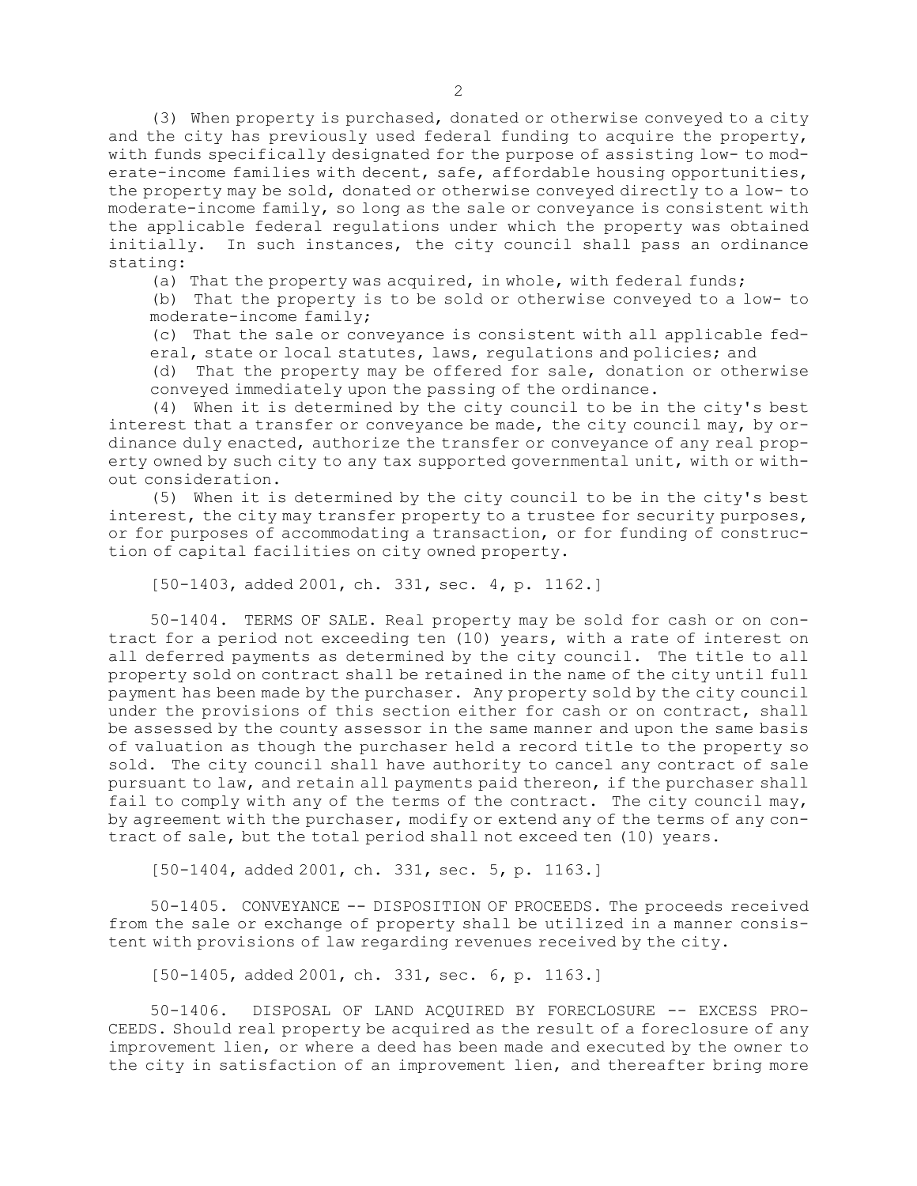(3) When property is purchased, donated or otherwise conveyed to a city and the city has previously used federal funding to acquire the property, with funds specifically designated for the purpose of assisting low- to moderate-income families with decent, safe, affordable housing opportunities, the property may be sold, donated or otherwise conveyed directly to a low- to moderate-income family, so long as the sale or conveyance is consistent with the applicable federal regulations under which the property was obtained initially. In such instances, the city council shall pass an ordinance stating:

(a) That the property was acquired, in whole, with federal funds;

(b) That the property is to be sold or otherwise conveyed to a low- to moderate-income family;

(c) That the sale or conveyance is consistent with all applicable federal, state or local statutes, laws, regulations and policies; and

(d) That the property may be offered for sale, donation or otherwise conveyed immediately upon the passing of the ordinance.

(4) When it is determined by the city council to be in the city's best interest that a transfer or conveyance be made, the city council may, by ordinance duly enacted, authorize the transfer or conveyance of any real property owned by such city to any tax supported governmental unit, with or without consideration.

(5) When it is determined by the city council to be in the city's best interest, the city may transfer property to a trustee for security purposes, or for purposes of accommodating a transaction, or for funding of construction of capital facilities on city owned property.

[50-1403, added 2001, ch. 331, sec. 4, p. 1162.]

50-1404. TERMS OF SALE. Real property may be sold for cash or on contract for a period not exceeding ten (10) years, with a rate of interest on all deferred payments as determined by the city council. The title to all property sold on contract shall be retained in the name of the city until full payment has been made by the purchaser. Any property sold by the city council under the provisions of this section either for cash or on contract, shall be assessed by the county assessor in the same manner and upon the same basis of valuation as though the purchaser held a record title to the property so sold. The city council shall have authority to cancel any contract of sale pursuant to law, and retain all payments paid thereon, if the purchaser shall fail to comply with any of the terms of the contract. The city council may, by agreement with the purchaser, modify or extend any of the terms of any contract of sale, but the total period shall not exceed ten (10) years.

[50-1404, added 2001, ch. 331, sec. 5, p. 1163.]

50-1405. CONVEYANCE -- DISPOSITION OF PROCEEDS. The proceeds received from the sale or exchange of property shall be utilized in a manner consistent with provisions of law regarding revenues received by the city.

[50-1405, added 2001, ch. 331, sec. 6, p. 1163.]

50-1406. DISPOSAL OF LAND ACQUIRED BY FORECLOSURE -- EXCESS PROCEEDS. Should real property be acquired as the result of a foreclosure of any improvement lien, or where a deed has been made and executed by the owner to the city in satisfaction of an improvement lien, and thereafter bring more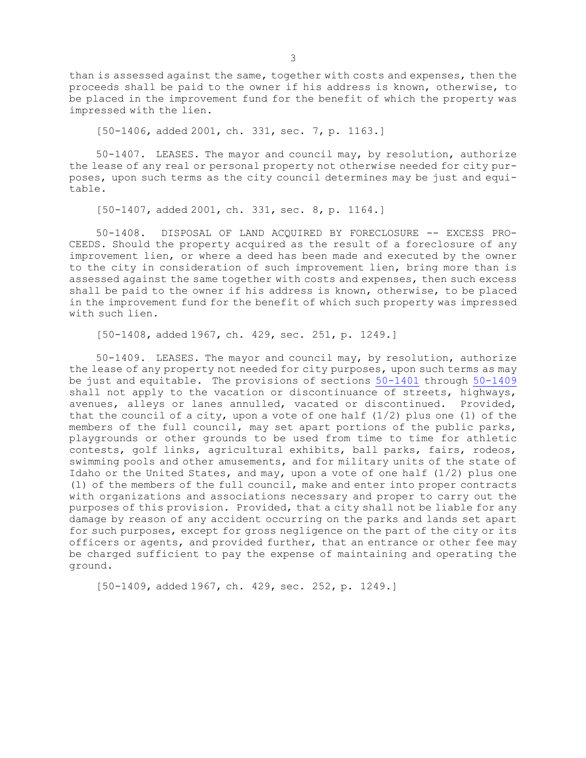than is assessed against the same, together with costs and expenses, then the proceeds shall be paid to the owner if his address is known, otherwise, to be placed in the improvement fund for the benefit of which the property was impressed with the lien.

[50-1406, added 2001, ch. 331, sec. 7, p. 1163.]

50-1407. LEASES. The mayor and council may, by resolution, authorize the lease of any real or personal property not otherwise needed for city purposes, upon such terms as the city council determines may be just and equitable.

[50-1407, added 2001, ch. 331, sec. 8, p. 1164.]

50-1408. DISPOSAL OF LAND ACQUIRED BY FORECLOSURE -- EXCESS PROCEEDS. Should the property acquired as the result of a foreclosure of any improvement lien, or where a deed has been made and executed by the owner to the city in consideration of such improvement lien, bring more than is assessed against the same together with costs and expenses, then such excess shall be paid to the owner if his address is known, otherwise, to be placed in the improvement fund for the benefit of which such property was impressed with such lien.

[50-1408, added 1967, ch. 429, sec. 251, p. 1249.]

50-1409. LEASES. The mayor and council may, by resolution, authorize the lease of any property not needed for city purposes, upon such terms as may be just and equitable. The provisions of sections 50-1401 through 50-1409 shall not apply to the vacation or discontinuance of streets, highways, avenues, alleys or lanes annulled, vacated or discontinued. Provided, that the council of a city, upon a vote of one half (1/2) plus one (1) of the members of the full council, may set apart portions of the public parks, playgrounds or other grounds to be used from time to time for athletic contests, golf links, agricultural exhibits, ball parks, fairs, rodeos, swimming pools and other amusements, and for military units of the state of Idaho or the United States, and may, upon a vote of one half (1/2) plus one (1) of the members of the full council, make and enter into proper contracts with organizations and associations necessary and proper to carry out the purposes of this provision. Provided, that a city shall not be liable for any damage by reason of any accident occurring on the parks and lands set apart for such purposes, except for gross negligence on the part of the city or its officers or agents, and provided further, that an entrance or other fee may be charged sufficient to pay the expense of maintaining and operating the ground.

[50-1409, added 1967, ch. 429, sec. 252, p. 1249.]